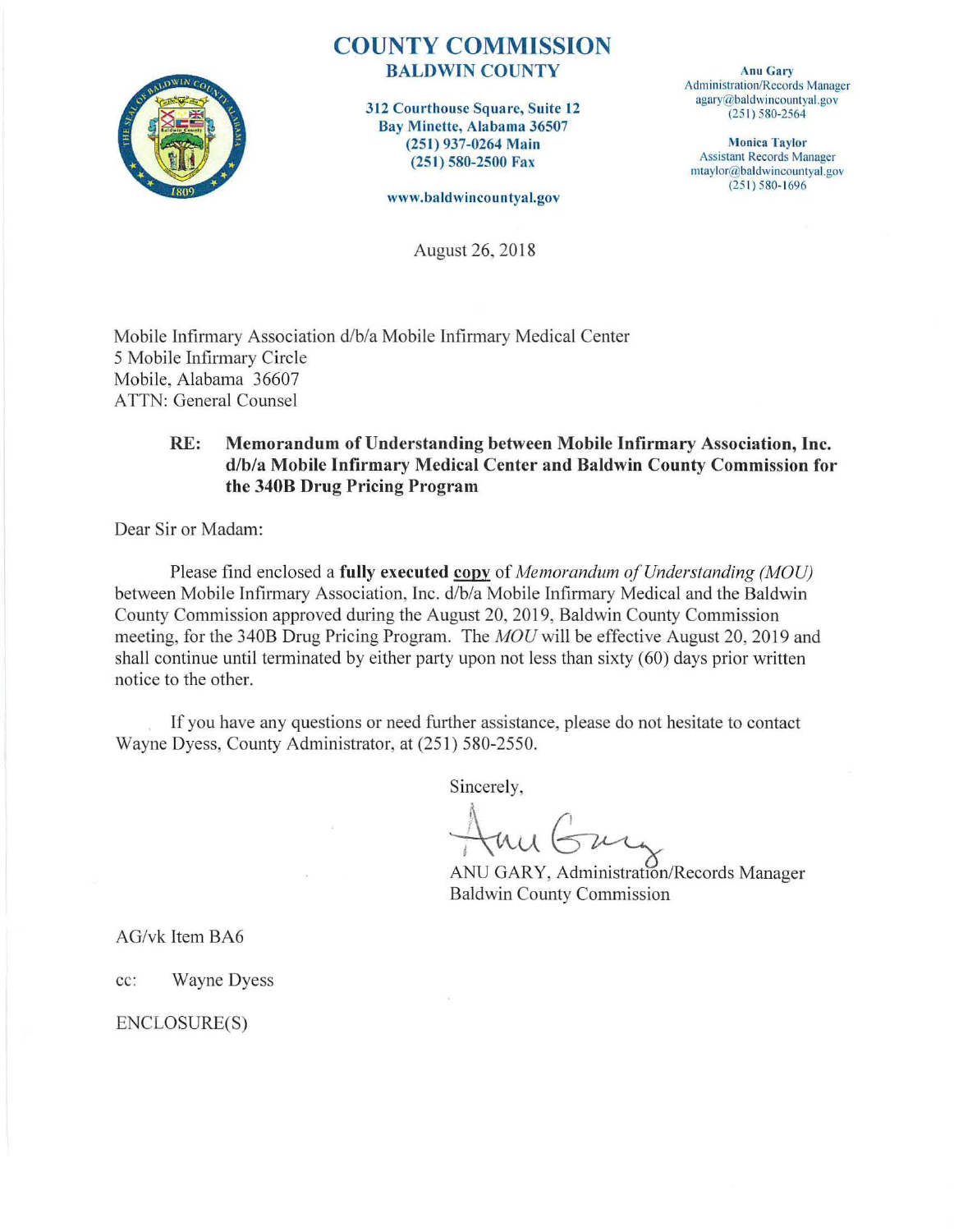# COUNTY COMMISSION
## BALDWIN COUNTY

312 Courthouse Square, Suite 12
Bay Minette, Alabama 36507
(251) 937-0264 Main
(251) 580-2500 Fax

www.baldwincountyal.gov

**Anu Gary**
Administration/Records Manager
agary@baldwincountyal.gov
(251) 580-2564

**Monica Taylor**
Assistant Records Manager
mtaylor@baldwincountyal.gov
(251) 580-1696

August 26, 2018

Mobile Infirmary Association d/b/a Mobile Infirmary Medical Center
5 Mobile Infirmary Circle
Mobile, Alabama 36607
ATTN: General Counsel

**RE: Memorandum of Understanding between Mobile Infirmary Association, Inc. d/b/a Mobile Infirmary Medical Center and Baldwin County Commission for the 340B Drug Pricing Program**

Dear Sir or Madam:

Please find enclosed a **fully executed copy** of *Memorandum of Understanding (MOU)* between Mobile Infirmary Association, Inc. d/b/a Mobile Infirmary Medical and the Baldwin County Commission approved during the August 20, 2019, Baldwin County Commission meeting, for the 340B Drug Pricing Program. The *MOU* will be effective August 20, 2019 and shall continue until terminated by either party upon not less than sixty (60) days prior written notice to the other.

If you have any questions or need further assistance, please do not hesitate to contact Wayne Dyess, County Administrator, at (251) 580-2550.

Sincerely,

ANU GARY, Administration/Records Manager
Baldwin County Commission

AG/vk Item BA6

cc: Wayne Dyess

ENCLOSURE(S)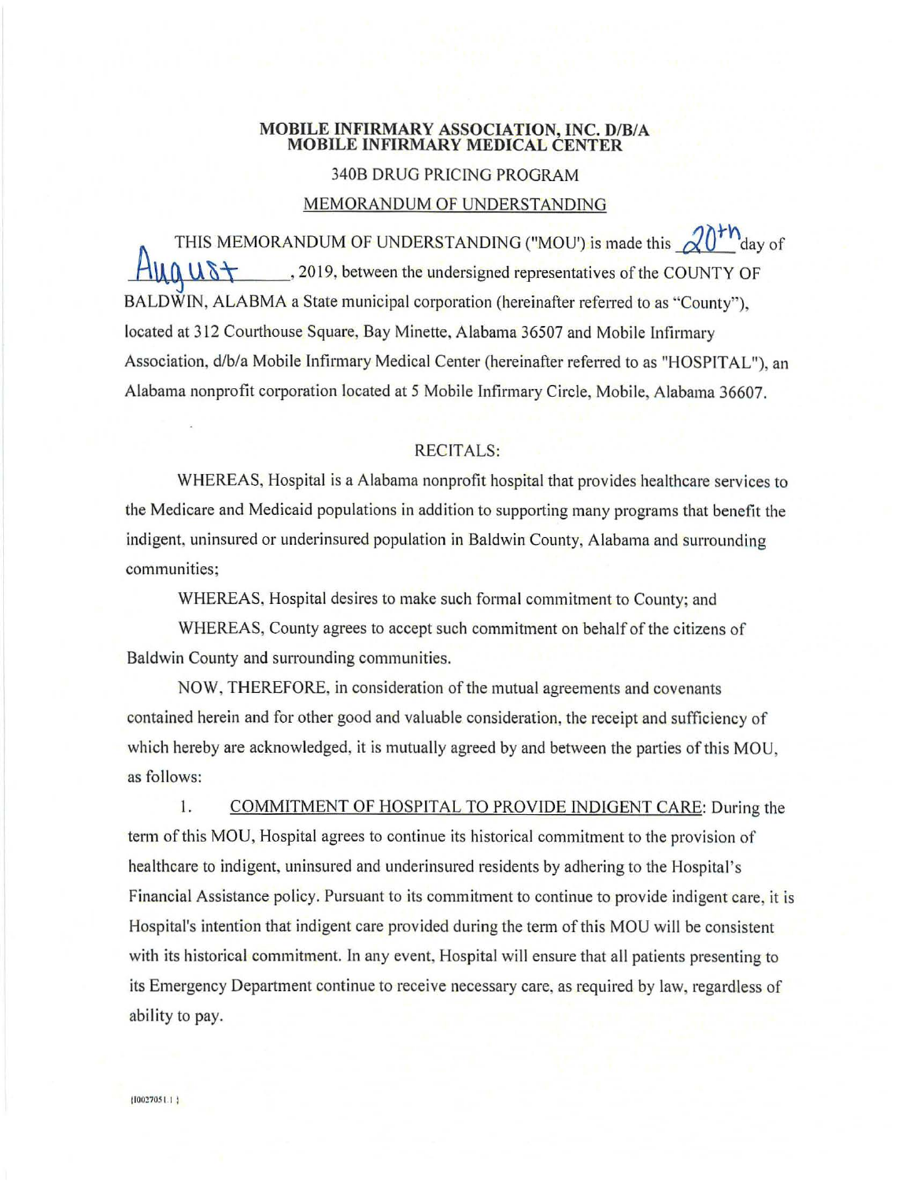**MOBILE INFIRMARY ASSOCIATION, INC. D/B/A**
**MOBILE INFIRMARY MEDICAL CENTER**

340B DRUG PRICING PROGRAM

MEMORANDUM OF UNDERSTANDING

THIS MEMORANDUM OF UNDERSTANDING ("MOU') is made this 20th day of August, 2019, between the undersigned representatives of the COUNTY OF BALDWIN, ALABMA a State municipal corporation (hereinafter referred to as "County"), located at 312 Courthouse Square, Bay Minette, Alabama 36507 and Mobile Infirmary Association, d/b/a Mobile Infirmary Medical Center (hereinafter referred to as "HOSPITAL"), an Alabama nonprofit corporation located at 5 Mobile Infirmary Circle, Mobile, Alabama 36607.

RECITALS:

WHEREAS, Hospital is a Alabama nonprofit hospital that provides healthcare services to the Medicare and Medicaid populations in addition to supporting many programs that benefit the indigent, uninsured or underinsured population in Baldwin County, Alabama and surrounding communities;

WHEREAS, Hospital desires to make such formal commitment to County; and

WHEREAS, County agrees to accept such commitment on behalf of the citizens of Baldwin County and surrounding communities.

NOW, THEREFORE, in consideration of the mutual agreements and covenants contained herein and for other good and valuable consideration, the receipt and sufficiency of which hereby are acknowledged, it is mutually agreed by and between the parties of this MOU, as follows:

1. COMMITMENT OF HOSPITAL TO PROVIDE INDIGENT CARE: During the term of this MOU, Hospital agrees to continue its historical commitment to the provision of healthcare to indigent, uninsured and underinsured residents by adhering to the Hospital's Financial Assistance policy. Pursuant to its commitment to continue to provide indigent care, it is Hospital's intention that indigent care provided during the term of this MOU will be consistent with its historical commitment. In any event, Hospital will ensure that all patients presenting to its Emergency Department continue to receive necessary care, as required by law, regardless of ability to pay.

{10027051.1 }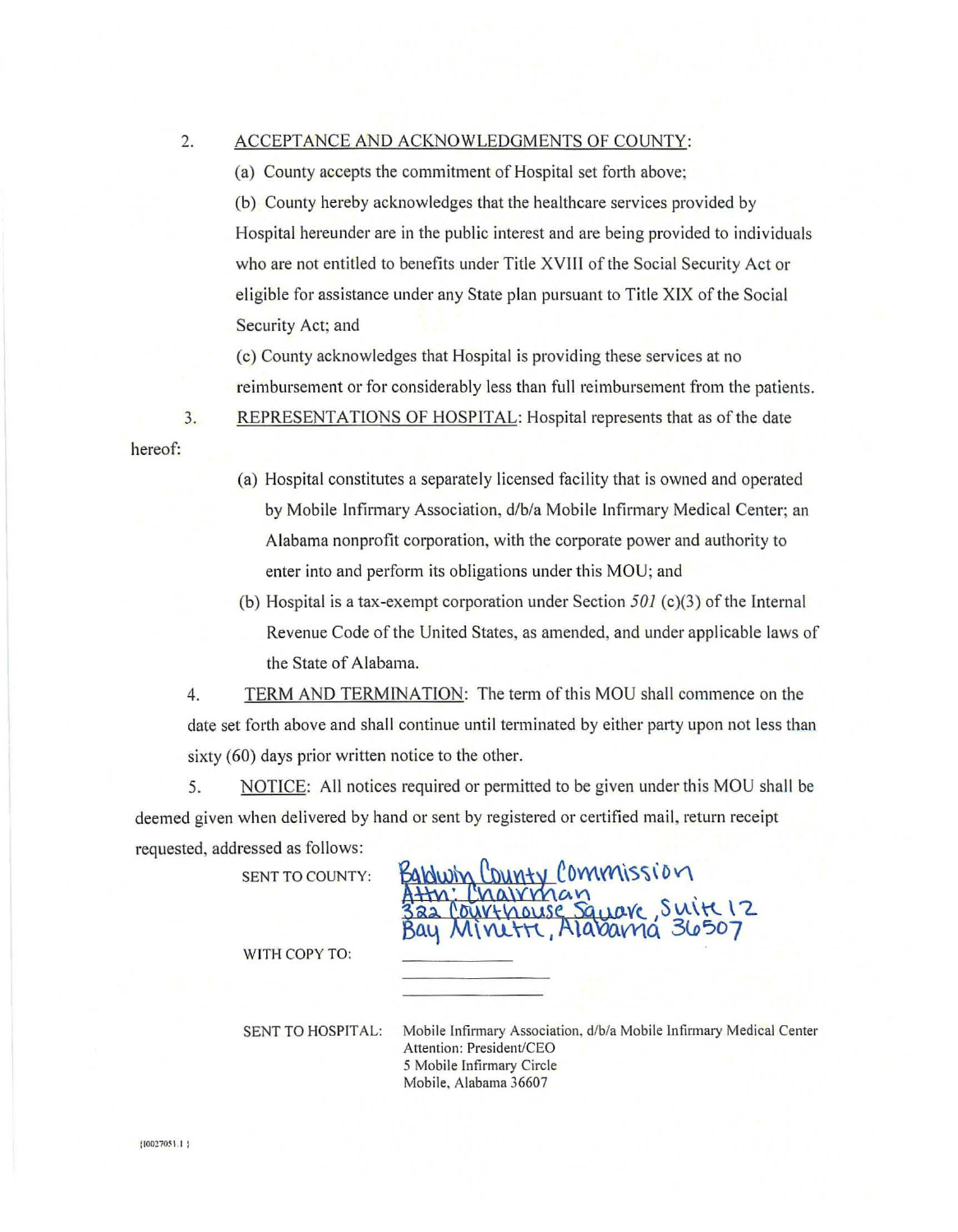2. ACCEPTANCE AND ACKNOWLEDGMENTS OF COUNTY:

(a) County accepts the commitment of Hospital set forth above;

(b) County hereby acknowledges that the healthcare services provided by Hospital hereunder are in the public interest and are being provided to individuals who are not entitled to benefits under Title XVIII of the Social Security Act or eligible for assistance under any State plan pursuant to Title XIX of the Social Security Act; and

(c) County acknowledges that Hospital is providing these services at no reimbursement or for considerably less than full reimbursement from the patients.

3. REPRESENTATIONS OF HOSPITAL: Hospital represents that as of the date hereof:

(a) Hospital constitutes a separately licensed facility that is owned and operated by Mobile Infirmary Association, d/b/a Mobile Infirmary Medical Center; an Alabama nonprofit corporation, with the corporate power and authority to enter into and perform its obligations under this MOU; and

(b) Hospital is a tax-exempt corporation under Section *501* (c)(3) of the Internal Revenue Code of the United States, as amended, and under applicable laws of the State of Alabama.

4. TERM AND TERMINATION: The term of this MOU shall commence on the date set forth above and shall continue until terminated by either party upon not less than sixty (60) days prior written notice to the other.

5. NOTICE: All notices required or permitted to be given under this MOU shall be deemed given when delivered by hand or sent by registered or certified mail, return receipt requested, addressed as follows:

SENT TO COUNTY: Baldwin County Commission
Attn: Chairman
322 Courthouse Square, Suite 12
Bay Minette, Alabama 36507

WITH COPY TO: ____________
______________
______________

SENT TO HOSPITAL: Mobile Infirmary Association, d/b/a Mobile Infirmary Medical Center
Attention: President/CEO
5 Mobile Infirmary Circle
Mobile, Alabama 36607

{00027051.1 }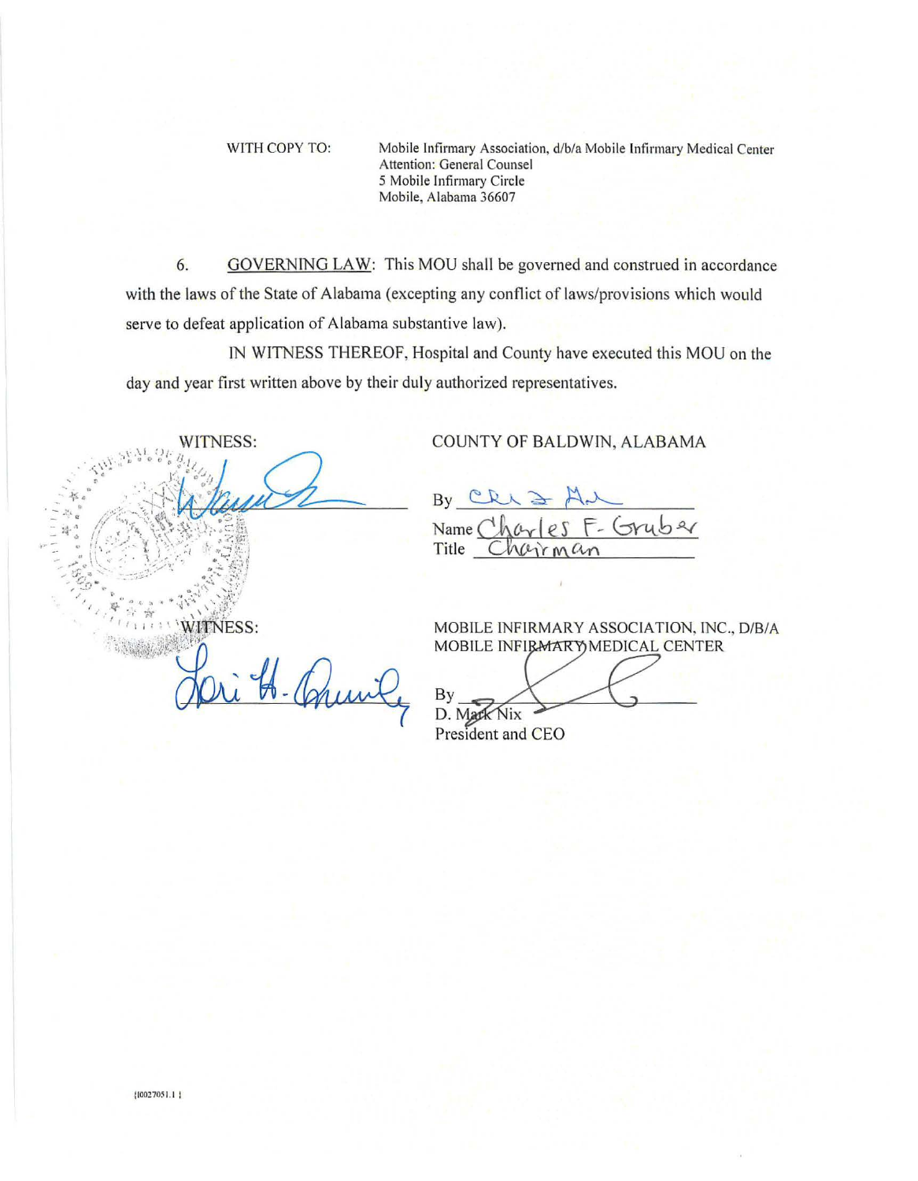WITH COPY TO: Mobile Infirmary Association, d/b/a Mobile Infirmary Medical Center
Attention: General Counsel
5 Mobile Infirmary Circle
Mobile, Alabama 36607

6. GOVERNING LAW: This MOU shall be governed and construed in accordance with the laws of the State of Alabama (excepting any conflict of laws/provisions which would serve to defeat application of Alabama substantive law).

IN WITNESS THEREOF, Hospital and County have executed this MOU on the day and year first written above by their duly authorized representatives.

WITNESS:

COUNTY OF BALDWIN, ALABAMA

By ______________________

Name Charles F. Gruber

Title Chairman

WITNESS:

MOBILE INFIRMARY ASSOCIATION, INC., D/B/A MOBILE INFIRMARY MEDICAL CENTER

By ______________________

D. Mark Nix

President and CEO

{10027051.1 }